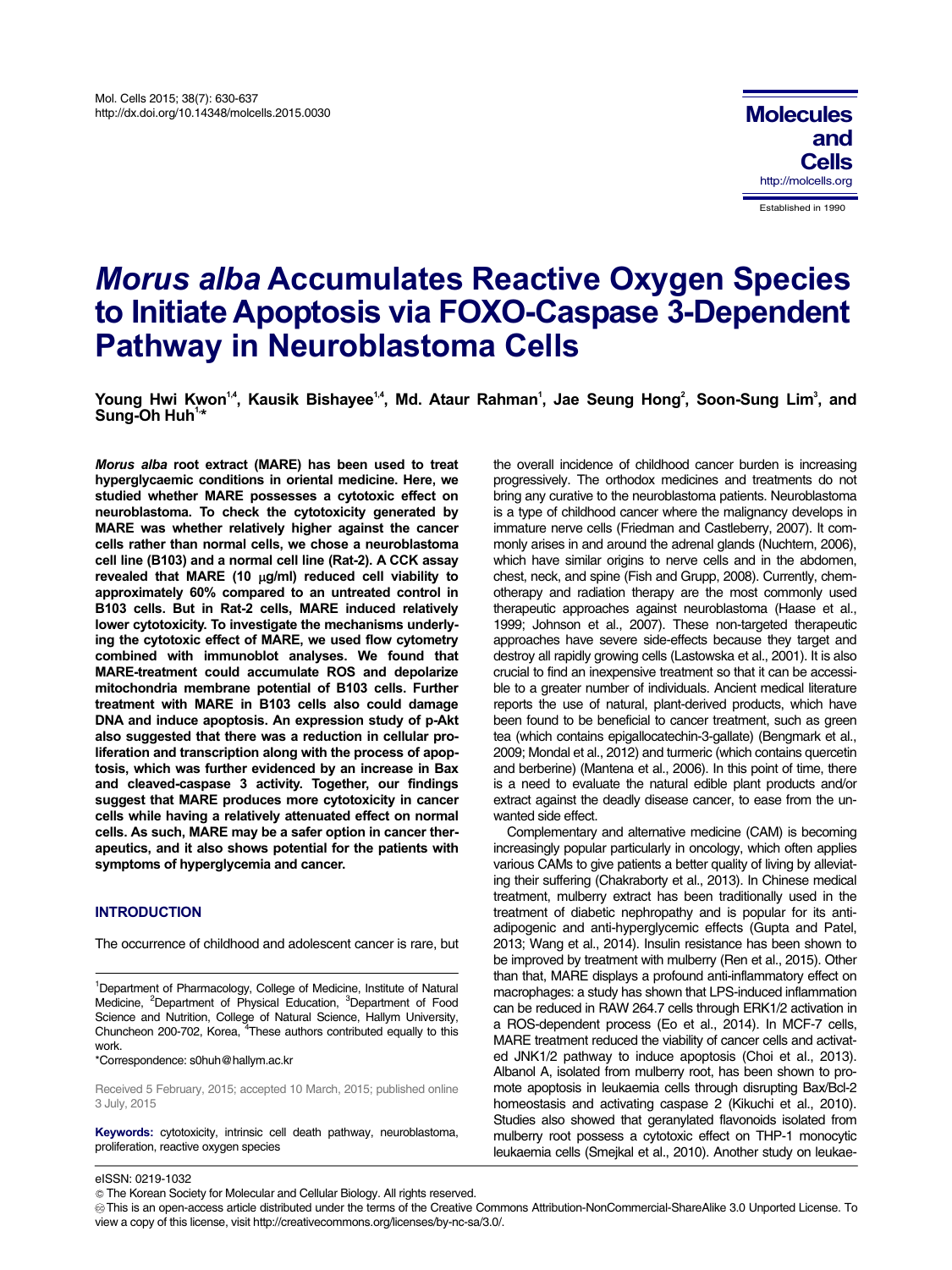# *Morus alba* Accumulates Reactive Oxygen Species to Initiate Apoptosis via FOXO-Caspase 3-Dependent Pathway in Neuroblastoma Cells

**Young Hwi Kwon[1,4], Kausik Bishayee[1,4], Md. Ataur Rahman[1], Jae Seung Hong[2], Soon-Sung Lim[3], and Sung-Oh Huh[1,*]**

***Morus alba*** **root extract (MARE) has been used to treat hyperglycaemic conditions in oriental medicine. Here, we studied whether MARE possesses a cytotoxic effect on neuroblastoma. To check the cytotoxicity generated by MARE was whether relatively higher against the cancer cells rather than normal cells, we chose a neuroblastoma cell line (B103) and a normal cell line (Rat-2). A CCK assay revealed that MARE (10 μg/ml) reduced cell viability to approximately 60% compared to an untreated control in B103 cells. But in Rat-2 cells, MARE induced relatively lower cytotoxicity. To investigate the mechanisms underlying the cytotoxic effect of MARE, we used flow cytometry combined with immunoblot analyses. We found that MARE-treatment could accumulate ROS and depolarize mitochondria membrane potential of B103 cells. Further treatment with MARE in B103 cells also could damage DNA and induce apoptosis. An expression study of p-Akt also suggested that there was a reduction in cellular proliferation and transcription along with the process of apoptosis, which was further evidenced by an increase in Bax and cleaved-caspase 3 activity. Together, our findings suggest that MARE produces more cytotoxicity in cancer cells while having a relatively attenuated effect on normal cells. As such, MARE may be a safer option in cancer therapeutics, and it also shows potential for the patients with symptoms of hyperglycemia and cancer.**

## INTRODUCTION

The occurrence of childhood and adolescent cancer is rare, but the overall incidence of childhood cancer burden is increasing progressively. The orthodox medicines and treatments do not bring any curative to the neuroblastoma patients. Neuroblastoma is a type of childhood cancer where the malignancy develops in immature nerve cells (Friedman and Castleberry, 2007). It commonly arises in and around the adrenal glands (Nuchtern, 2006), which have similar origins to nerve cells and in the abdomen, chest, neck, and spine (Fish and Grupp, 2008). Currently, chemotherapy and radiation therapy are the most commonly used therapeutic approaches against neuroblastoma (Haase et al., 1999; Johnson et al., 2007). These non-targeted therapeutic approaches have severe side-effects because they target and destroy all rapidly growing cells (Lastowska et al., 2001). It is also crucial to find an inexpensive treatment so that it can be accessible to a greater number of individuals. Ancient medical literature reports the use of natural, plant-derived products, which have been found to be beneficial to cancer treatment, such as green tea (which contains epigallocatechin-3-gallate) (Bengmark et al., 2009; Mondal et al., 2012) and turmeric (which contains quercetin and berberine) (Mantena et al., 2006). In this point of time, there is a need to evaluate the natural edible plant products and/or extract against the deadly disease cancer, to ease from the unwanted side effect.

Complementary and alternative medicine (CAM) is becoming increasingly popular particularly in oncology, which often applies various CAMs to give patients a better quality of living by alleviating their suffering (Chakraborty et al., 2013). In Chinese medical treatment, mulberry extract has been traditionally used in the treatment of diabetic nephropathy and is popular for its anti-adipogenic and anti-hyperglycemic effects (Gupta and Patel, 2013; Wang et al., 2014). Insulin resistance has been shown to be improved by treatment with mulberry (Ren et al., 2015). Other than that, MARE displays a profound anti-inflammatory effect on macrophages: a study has shown that LPS-induced inflammation can be reduced in RAW 264.7 cells through ERK1/2 activation in a ROS-dependent process (Eo et al., 2014). In MCF-7 cells, MARE treatment reduced the viability of cancer cells and activated JNK1/2 pathway to induce apoptosis (Choi et al., 2013). Albanol A, isolated from mulberry root, has been shown to promote apoptosis in leukaemia cells through disrupting Bax/Bcl-2 homeostasis and activating caspase 2 (Kikuchi et al., 2010). Studies also showed that geranylated flavonoids isolated from mulberry root possess a cytotoxic effect on THP-1 monocytic leukaemia cells (Smejkal et al., 2010). Another study on leukae-

[1]Department of Pharmacology, College of Medicine, Institute of Natural Medicine, [2]Department of Physical Education, [3]Department of Food Science and Nutrition, College of Natural Science, Hallym University, Chuncheon 200-702, Korea, [4]These authors contributed equally to this work.

*Correspondence: s0huh@hallym.ac.kr

Received 5 February, 2015; accepted 10 March, 2015; published online 3 July, 2015

**Keywords:** cytotoxicity, intrinsic cell death pathway, neuroblastoma, proliferation, reactive oxygen species

eISSN: 0219-1032

© The Korean Society for Molecular and Cellular Biology. All rights reserved.

This is an open-access article distributed under the terms of the Creative Commons Attribution-NonCommercial-ShareAlike 3.0 Unported License. To view a copy of this license, visit http://creativecommons.org/licenses/by-nc-sa/3.0/.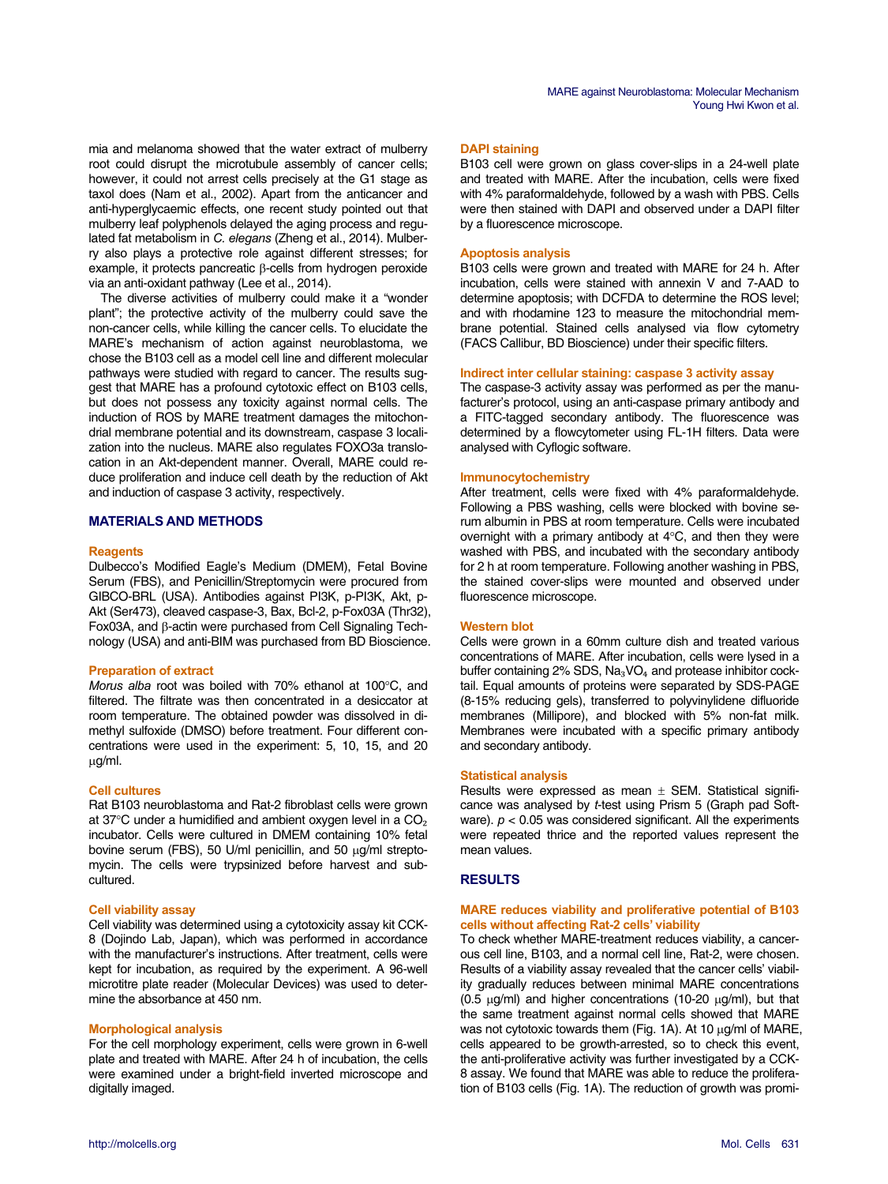mia and melanoma showed that the water extract of mulberry root could disrupt the microtubule assembly of cancer cells; however, it could not arrest cells precisely at the G1 stage as taxol does (Nam et al., 2002). Apart from the anticancer and anti-hyperglycaemic effects, one recent study pointed out that mulberry leaf polyphenols delayed the aging process and regulated fat metabolism in *C. elegans* (Zheng et al., 2014). Mulberry also plays a protective role against different stresses; for example, it protects pancreatic β-cells from hydrogen peroxide via an anti-oxidant pathway (Lee et al., 2014).

The diverse activities of mulberry could make it a "wonder plant"; the protective activity of the mulberry could save the non-cancer cells, while killing the cancer cells. To elucidate the MARE's mechanism of action against neuroblastoma, we chose the B103 cell as a model cell line and different molecular pathways were studied with regard to cancer. The results suggest that MARE has a profound cytotoxic effect on B103 cells, but does not possess any toxicity against normal cells. The induction of ROS by MARE treatment damages the mitochondrial membrane potential and its downstream, caspase 3 localization into the nucleus. MARE also regulates FOXO3a translocation in an Akt-dependent manner. Overall, MARE could reduce proliferation and induce cell death by the reduction of Akt and induction of caspase 3 activity, respectively.

## MATERIALS AND METHODS

### Reagents

Dulbecco's Modified Eagle's Medium (DMEM), Fetal Bovine Serum (FBS), and Penicillin/Streptomycin were procured from GIBCO-BRL (USA). Antibodies against PI3K, p-PI3K, Akt, p-Akt (Ser473), cleaved caspase-3, Bax, Bcl-2, p-Fox03A (Thr32), Fox03A, and β-actin were purchased from Cell Signaling Technology (USA) and anti-BIM was purchased from BD Bioscience.

### Preparation of extract

*Morus alba* root was boiled with 70% ethanol at 100°C, and filtered. The filtrate was then concentrated in a desiccator at room temperature. The obtained powder was dissolved in dimethyl sulfoxide (DMSO) before treatment. Four different concentrations were used in the experiment: 5, 10, 15, and 20 μg/ml.

### Cell cultures

Rat B103 neuroblastoma and Rat-2 fibroblast cells were grown at 37°C under a humidified and ambient oxygen level in a $CO_2$ incubator. Cells were cultured in DMEM containing 10% fetal bovine serum (FBS), 50 U/ml penicillin, and 50 μg/ml streptomycin. The cells were trypsinized before harvest and subcultured.

### Cell viability assay

Cell viability was determined using a cytotoxicity assay kit CCK-8 (Dojindo Lab, Japan), which was performed in accordance with the manufacturer's instructions. After treatment, cells were kept for incubation, as required by the experiment. A 96-well microtitre plate reader (Molecular Devices) was used to determine the absorbance at 450 nm.

### Morphological analysis

For the cell morphology experiment, cells were grown in 6-well plate and treated with MARE. After 24 h of incubation, the cells were examined under a bright-field inverted microscope and digitally imaged.

### DAPI staining

B103 cell were grown on glass cover-slips in a 24-well plate and treated with MARE. After the incubation, cells were fixed with 4% paraformaldehyde, followed by a wash with PBS. Cells were then stained with DAPI and observed under a DAPI filter by a fluorescence microscope.

### Apoptosis analysis

B103 cells were grown and treated with MARE for 24 h. After incubation, cells were stained with annexin V and 7-AAD to determine apoptosis; with DCFDA to determine the ROS level; and with rhodamine 123 to measure the mitochondrial membrane potential. Stained cells analysed via flow cytometry (FACS Callibur, BD Bioscience) under their specific filters.

### Indirect inter cellular staining: caspase 3 activity assay

The caspase-3 activity assay was performed as per the manufacturer's protocol, using an anti-caspase primary antibody and a FITC-tagged secondary antibody. The fluorescence was determined by a flowcytometer using FL-1H filters. Data were analysed with Cyflogic software.

### Immunocytochemistry

After treatment, cells were fixed with 4% paraformaldehyde. Following a PBS washing, cells were blocked with bovine serum albumin in PBS at room temperature. Cells were incubated overnight with a primary antibody at 4°C, and then they were washed with PBS, and incubated with the secondary antibody for 2 h at room temperature. Following another washing in PBS, the stained cover-slips were mounted and observed under fluorescence microscope.

### Western blot

Cells were grown in a 60mm culture dish and treated various concentrations of MARE. After incubation, cells were lysed in a buffer containing 2% SDS, $Na_3VO_4$ and protease inhibitor cocktail. Equal amounts of proteins were separated by SDS-PAGE (8-15% reducing gels), transferred to polyvinylidene difluoride membranes (Millipore), and blocked with 5% non-fat milk. Membranes were incubated with a specific primary antibody and secondary antibody.

### Statistical analysis

Results were expressed as mean ± SEM. Statistical significance was analysed by *t*-test using Prism 5 (Graph pad Software). $p < 0.05$ was considered significant. All the experiments were repeated thrice and the reported values represent the mean values.

## RESULTS

### MARE reduces viability and proliferative potential of B103 cells without affecting Rat-2 cells' viability

To check whether MARE-treatment reduces viability, a cancerous cell line, B103, and a normal cell line, Rat-2, were chosen. Results of a viability assay revealed that the cancer cells' viability gradually reduces between minimal MARE concentrations (0.5 μg/ml) and higher concentrations (10-20 μg/ml), but that the same treatment against normal cells showed that MARE was not cytotoxic towards them (Fig. 1A). At 10 μg/ml of MARE, cells appeared to be growth-arrested, so to check this event, the anti-proliferative activity was further investigated by a CCK-8 assay. We found that MARE was able to reduce the proliferation of B103 cells (Fig. 1A). The reduction of growth was promi-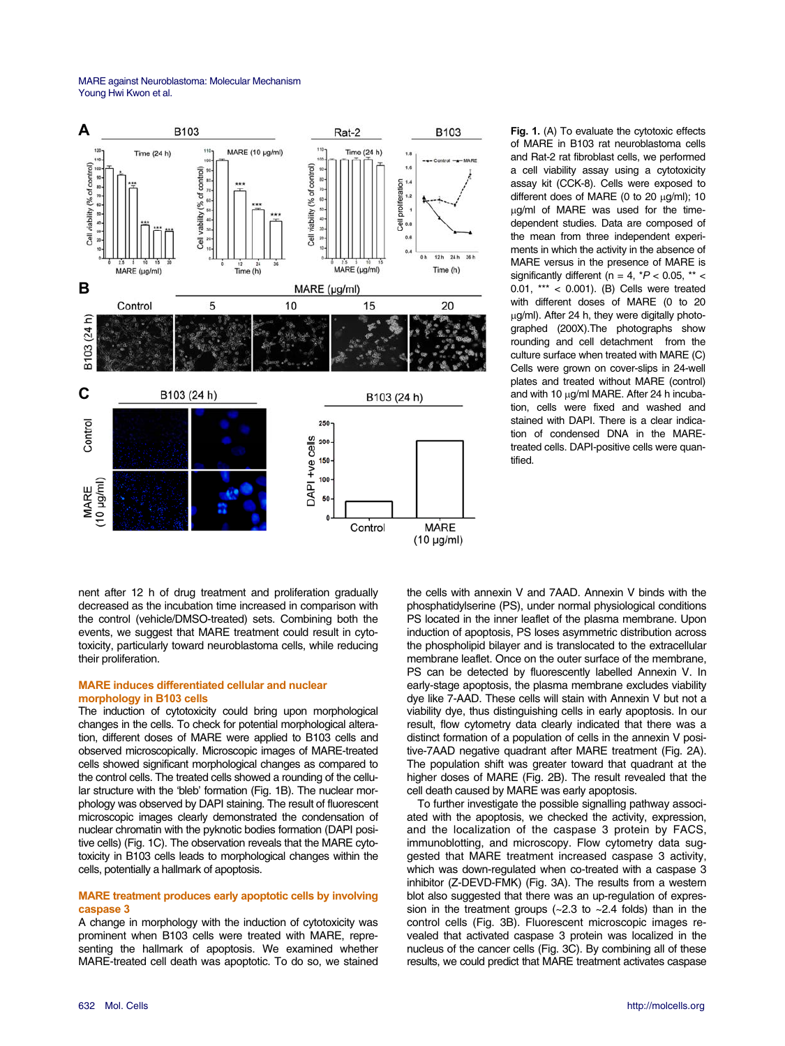**Fig. 1.** (A) To evaluate the cytotoxic effects of MARE in B103 rat neuroblastoma cells and Rat-2 rat fibroblast cells, we performed a cell viability assay using a cytotoxicity assay kit (CCK-8). Cells were exposed to different does of MARE (0 to 20 μg/ml); 10 μg/ml of MARE was used for the time-dependent studies. Data are composed of the mean from three independent experiments in which the activity in the absence of MARE versus in the presence of MARE is significantly different (n = 4, \*$P < 0.05$, \*\* < 0.01, \*\*\* < 0.001). (B) Cells were treated with different doses of MARE (0 to 20 μg/ml). After 24 h, they were digitally photographed (200X).The photographs show rounding and cell detachment from the culture surface when treated with MARE (C) Cells were grown on cover-slips in 24-well plates and treated without MARE (control) and with 10 μg/ml MARE. After 24 h incubation, cells were fixed and washed and stained with DAPI. There is a clear indication of condensed DNA in the MARE-treated cells. DAPI-positive cells were quantified.

nent after 12 h of drug treatment and proliferation gradually decreased as the incubation time increased in comparison with the control (vehicle/DMSO-treated) sets. Combining both the events, we suggest that MARE treatment could result in cytotoxicity, particularly toward neuroblastoma cells, while reducing their proliferation.

### MARE induces differentiated cellular and nuclear morphology in B103 cells

The induction of cytotoxicity could bring upon morphological changes in the cells. To check for potential morphological alteration, different doses of MARE were applied to B103 cells and observed microscopically. Microscopic images of MARE-treated cells showed significant morphological changes as compared to the control cells. The treated cells showed a rounding of the cellular structure with the 'bleb' formation (Fig. 1B). The nuclear morphology was observed by DAPI staining. The result of fluorescent microscopic images clearly demonstrated the condensation of nuclear chromatin with the pyknotic bodies formation (DAPI positive cells) (Fig. 1C). The observation reveals that the MARE cytotoxicity in B103 cells leads to morphological changes within the cells, potentially a hallmark of apoptosis.

### MARE treatment produces early apoptotic cells by involving caspase 3

A change in morphology with the induction of cytotoxicity was prominent when B103 cells were treated with MARE, representing the hallmark of apoptosis. We examined whether MARE-treated cell death was apoptotic. To do so, we stained the cells with annexin V and 7AAD. Annexin V binds with the phosphatidylserine (PS), under normal physiological conditions PS located in the inner leaflet of the plasma membrane. Upon induction of apoptosis, PS loses asymmetric distribution across the phospholipid bilayer and is translocated to the extracellular membrane leaflet. Once on the outer surface of the membrane, PS can be detected by fluorescently labelled Annexin V. In early-stage apoptosis, the plasma membrane excludes viability dye like 7-AAD. These cells will stain with Annexin V but not a viability dye, thus distinguishing cells in early apoptosis. In our result, flow cytometry data clearly indicated that there was a distinct formation of a population of cells in the annexin V positive-7AAD negative quadrant after MARE treatment (Fig. 2A). The population shift was greater toward that quadrant at the higher doses of MARE (Fig. 2B). The result revealed that the cell death caused by MARE was early apoptosis.

To further investigate the possible signalling pathway associated with the apoptosis, we checked the activity, expression, and the localization of the caspase 3 protein by FACS, immunoblotting, and microscopy. Flow cytometry data suggested that MARE treatment increased caspase 3 activity, which was down-regulated when co-treated with a caspase 3 inhibitor (Z-DEVD-FMK) (Fig. 3A). The results from a western blot also suggested that there was an up-regulation of expression in the treatment groups (~2.3 to ~2.4 folds) than in the control cells (Fig. 3B). Fluorescent microscopic images revealed that activated caspase 3 protein was localized in the nucleus of the cancer cells (Fig. 3C). By combining all of these results, we could predict that MARE treatment activates caspase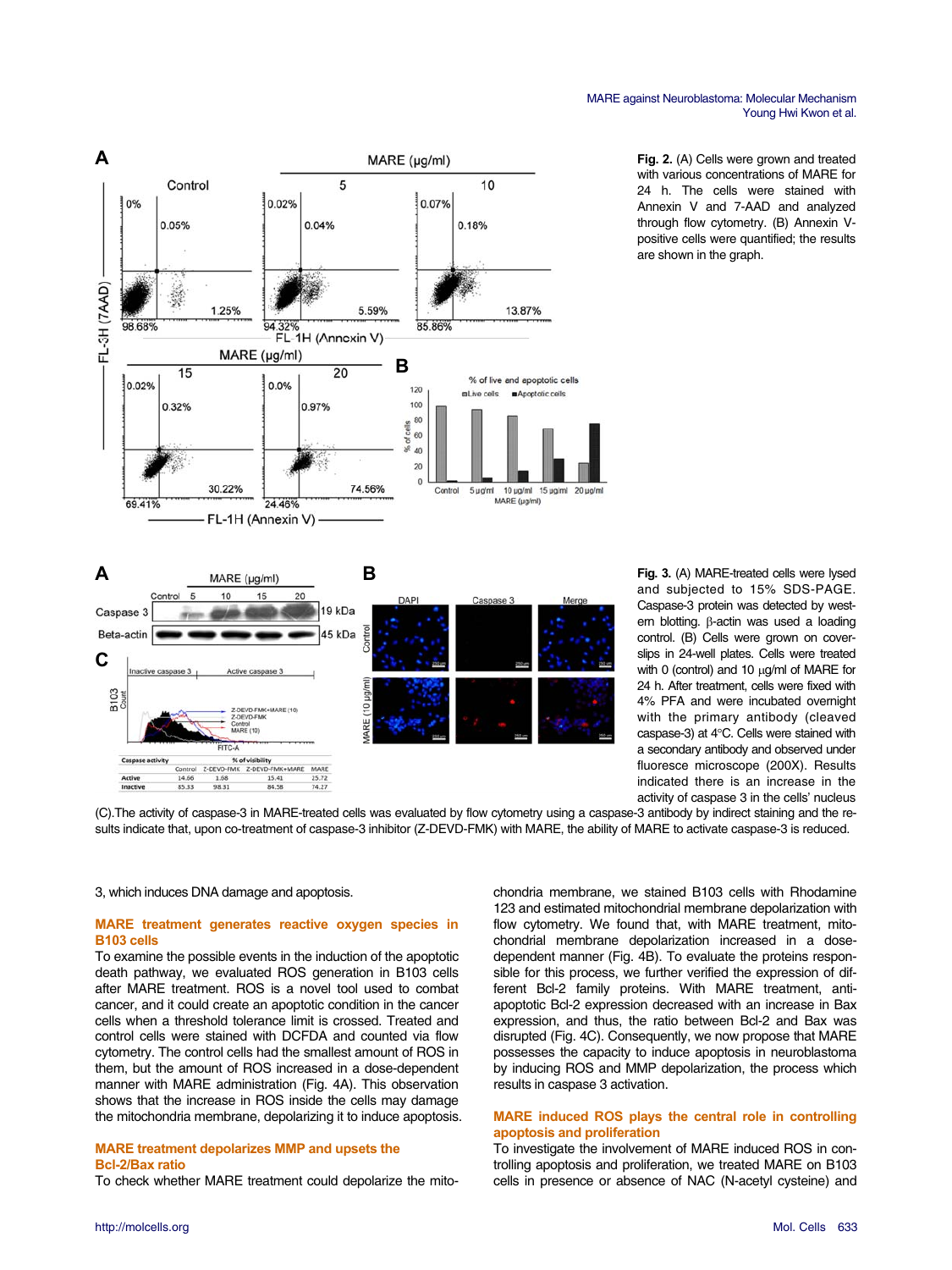**Fig. 2.** (A) Cells were grown and treated with various concentrations of MARE for 24 h. The cells were stained with Annexin V and 7-AAD and analyzed through flow cytometry. (B) Annexin V-positive cells were quantified; the results are shown in the graph.

**Fig. 3.** (A) MARE-treated cells were lysed and subjected to 15% SDS-PAGE. Caspase-3 protein was detected by western blotting. β-actin was used a loading control. (B) Cells were grown on coverslips in 24-well plates. Cells were treated with 0 (control) and 10 μg/ml of MARE for 24 h. After treatment, cells were fixed with 4% PFA and were incubated overnight with the primary antibody (cleaved caspase-3) at 4°C. Cells were stained with a secondary antibody and observed under fluoresce microscope (200X). Results indicated there is an increase in the activity of caspase 3 in the cells' nucleus (C).The activity of caspase-3 in MARE-treated cells was evaluated by flow cytometry using a caspase-3 antibody by indirect staining and the results indicate that, upon co-treatment of caspase-3 inhibitor (Z-DEVD-FMK) with MARE, the ability of MARE to activate caspase-3 is reduced.

3, which induces DNA damage and apoptosis.

### MARE treatment generates reactive oxygen species in B103 cells

To examine the possible events in the induction of the apoptotic death pathway, we evaluated ROS generation in B103 cells after MARE treatment. ROS is a novel tool used to combat cancer, and it could create an apoptotic condition in the cancer cells when a threshold tolerance limit is crossed. Treated and control cells were stained with DCFDA and counted via flow cytometry. The control cells had the smallest amount of ROS in them, but the amount of ROS increased in a dose-dependent manner with MARE administration (Fig. 4A). This observation shows that the increase in ROS inside the cells may damage the mitochondria membrane, depolarizing it to induce apoptosis.

### MARE treatment depolarizes MMP and upsets the Bcl-2/Bax ratio

To check whether MARE treatment could depolarize the mitochondria membrane, we stained B103 cells with Rhodamine 123 and estimated mitochondrial membrane depolarization with flow cytometry. We found that, with MARE treatment, mitochondrial membrane depolarization increased in a dose-dependent manner (Fig. 4B). To evaluate the process responsible for this process, we further verified the expression of different Bcl-2 family proteins. With MARE treatment, anti-apoptotic Bcl-2 expression decreased with an increase in Bax expression, and thus, the ratio between Bcl-2 and Bax was disrupted (Fig. 4C). Consequently, we now propose that MARE possesses the capacity to induce apoptosis in neuroblastoma by inducing ROS and MMP depolarization, the process which results in caspase 3 activation.

### MARE induced ROS plays the central role in controlling apoptosis and proliferation

To investigate the involvement of MARE induced ROS in controlling apoptosis and proliferation, we treated MARE on B103 cells in presence or absence of NAC (N-acetyl cysteine) and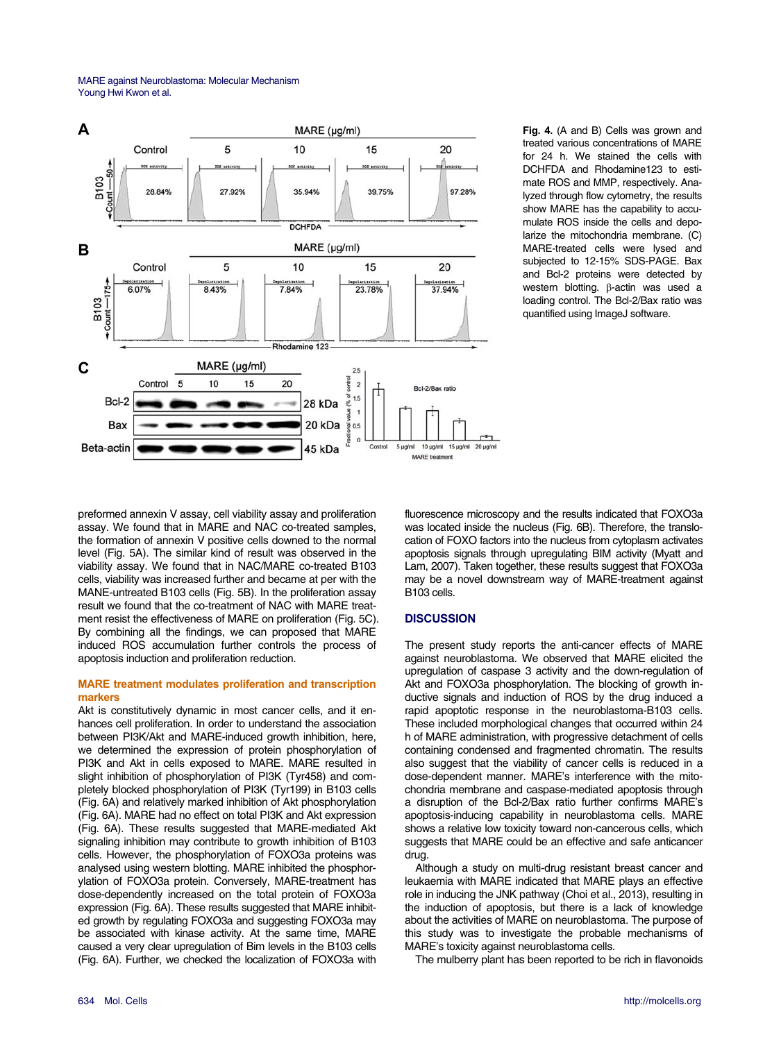**Fig. 4.** (A and B) Cells was grown and treated various concentrations of MARE for 24 h. We stained the cells with DCHFDA and Rhodamine123 to estimate ROS and MMP, respectively. Analyzed through flow cytometry, the results show MARE has the capability to accumulate ROS inside the cells and depolarize the mitochondria membrane. (C) MARE-treated cells were lysed and subjected to 12-15% SDS-PAGE. Bax and Bcl-2 proteins were detected by western blotting. β-actin was used a loading control. The Bcl-2/Bax ratio was quantified using ImageJ software.

preformed annexin V assay, cell viability assay and proliferation assay. We found that in MARE and NAC co-treated samples, the formation of annexin V positive cells downed to the normal level (Fig. 5A). The similar kind of result was observed in the viability assay. We found that in NAC/MARE co-treated B103 cells, viability was increased further and became at per with the MANE-untreated B103 cells (Fig. 5B). In the proliferation assay result we found that the co-treatment of NAC with MARE treatment resist the effectiveness of MARE on proliferation (Fig. 5C). By combining all the findings, we can proposed that MARE induced ROS accumulation further controls the process of apoptosis induction and proliferation reduction.

### MARE treatment modulates proliferation and transcription markers

Akt is constitutively dynamic in most cancer cells, and it enhances cell proliferation. In order to understand the association between PI3K/Akt and MARE-induced growth inhibition, here, we determined the expression of protein phosphorylation of PI3K and Akt in cells exposed to MARE. MARE resulted in slight inhibition of phosphorylation of PI3K (Tyr458) and completely blocked phosphorylation of PI3K (Tyr199) in B103 cells (Fig. 6A) and relatively marked inhibition of Akt phosphorylation (Fig. 6A). MARE had no effect on total PI3K and Akt expression (Fig. 6A). These results suggested that MARE-mediated Akt signaling inhibition may contribute to growth inhibition of B103 cells. However, the phosphorylation of FOXO3a proteins was analysed using western blotting. MARE inhibited the phosphorylation of FOXO3a protein. Conversely, MARE-treatment has dose-dependently increased on the total protein of FOXO3a expression (Fig. 6A). These results suggested that MARE inhibited growth by regulating FOXO3a and suggesting FOXO3a may be associated with kinase activity. At the same time, MARE caused a very clear upregulation of Bim levels in the B103 cells (Fig. 6A). Further, we checked the localization of FOXO3a with fluorescence microscopy and the results indicated that FOXO3a was located inside the nucleus (Fig. 6B). Therefore, the translocation of FOXO factors into the nucleus from cytoplasm activates apoptosis signals through upregulating BIM activity (Myatt and Lam, 2007). Taken together, these results suggest that FOXO3a may be a novel downstream way of MARE-treatment against B103 cells.

## DISCUSSION

The present study reports the anti-cancer effects of MARE against neuroblastoma. We observed that MARE elicited the upregulation of caspase 3 activity and the down-regulation of Akt and FOXO3a phosphorylation. The blocking of growth inductive signals and induction of ROS by the drug induced a rapid apoptotic response in the neuroblastoma-B103 cells. These included morphological changes that occurred within 24 h of MARE administration, with progressive detachment of cells containing condensed and fragmented chromatin. The results also suggest that the viability of cancer cells is reduced in a dose-dependent manner. MARE's interference with the mitochondria membrane and caspase-mediated apoptosis through a disruption of the Bcl-2/Bax ratio further confirms MARE's apoptosis-inducing capability in neuroblastoma cells. MARE shows a relative low toxicity toward non-cancerous cells, which suggests that MARE could be an effective and safe anticancer drug.

Although a study on multi-drug resistant breast cancer and leukaemia with MARE indicated that MARE plays an effective role in inducing the JNK pathway (Choi et al., 2013), resulting in the induction of apoptosis, but there is a lack of knowledge about the activities of MARE on neuroblastoma. The purpose of this study was to investigate the probable mechanisms of MARE's toxicity against neuroblastoma cells.

The mulberry plant has been reported to be rich in flavonoids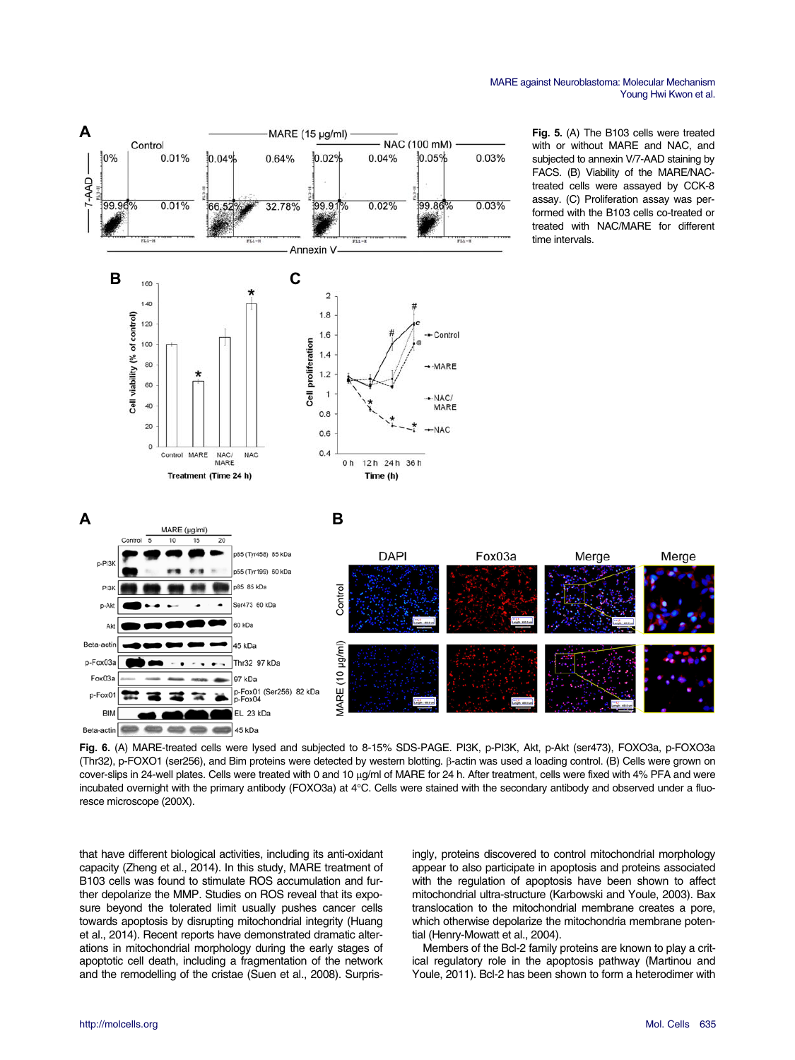**Fig. 5.** (A) The B103 cells were treated with or without MARE and NAC, and subjected to annexin V/7-AAD staining by FACS. (B) Viability of the MARE/NAC-treated cells were assayed by CCK-8 assay. (C) Proliferation assay was performed with the B103 cells co-treated or treated with NAC/MARE for different time intervals.

**Fig. 6.** (A) MARE-treated cells were lysed and subjected to 8-15% SDS-PAGE. PI3K, p-PI3K, Akt, p-Akt (ser473), FOXO3a, p-FOXO3a (Thr32), p-FOXO1 (ser256), and Bim proteins were detected by western blotting. β-actin was used a loading control. (B) Cells were grown on cover-slips in 24-well plates. Cells were treated with 0 and 10 μg/ml of MARE for 24 h. After treatment, cells were fixed with 4% PFA and were incubated overnight with the primary antibody (FOXO3a) at 4°C. Cells were stained with the secondary antibody and observed under a fluoresce microscope (200X).

that have different biological activities, including its anti-oxidant capacity (Zheng et al., 2014). In this study, MARE treatment of B103 cells was found to stimulate ROS accumulation and further depolarize the MMP. Studies on ROS reveal that its exposure beyond the tolerated limit usually pushes cancer cells towards apoptosis by disrupting mitochondrial integrity (Huang et al., 2014). Recent reports have demonstrated dramatic alterations in mitochondrial morphology during the early stages of apoptotic cell death, including a fragmentation of the network and the remodelling of the cristae (Suen et al., 2008). Surprisingly, proteins discovered to control mitochondrial morphology appear to also participate in apoptosis and proteins associated with the regulation of apoptosis have been shown to affect mitochondrial ultra-structure (Karbowski and Youle, 2003). Bax translocation to the mitochondrial membrane creates a pore, which otherwise depolarize the mitochondria membrane potential (Henry-Mowatt et al., 2004).

Members of the Bcl-2 family proteins are known to play a critical regulatory role in the apoptosis pathway (Martinou and Youle, 2011). Bcl-2 has been shown to form a heterodimer with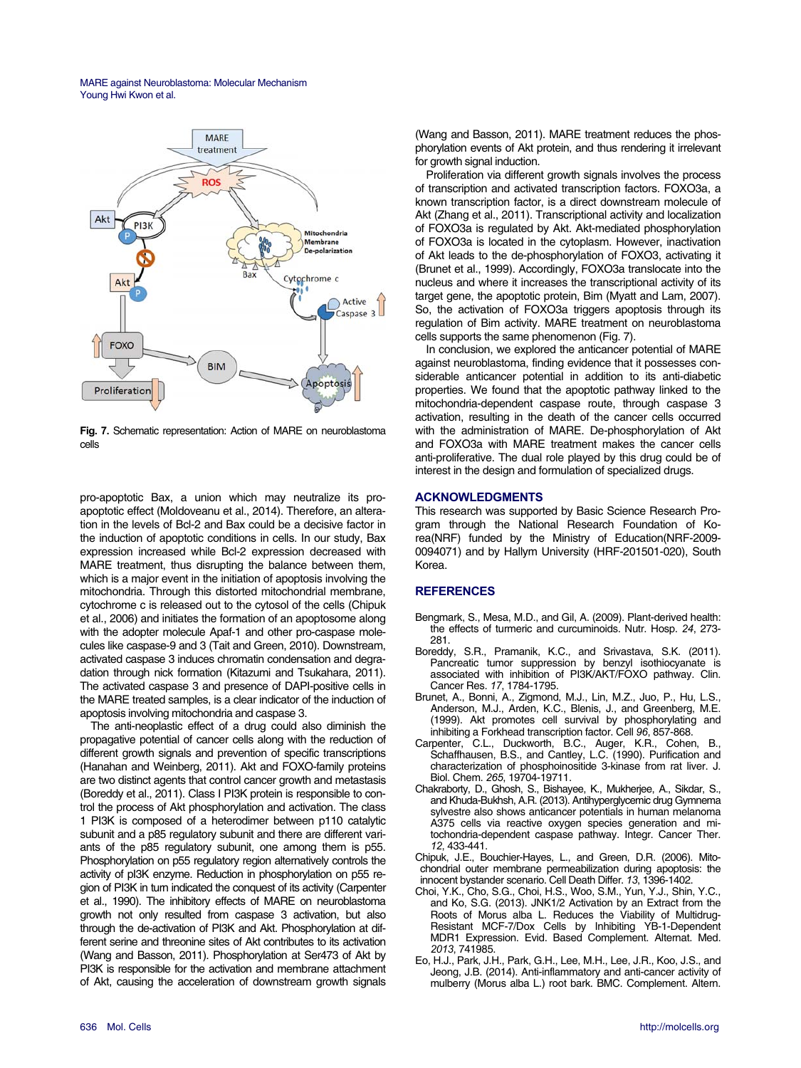Fig. 7. Schematic representation: Action of MARE on neuroblastoma cells

pro-apoptotic Bax, a union which may neutralize its pro-apoptotic effect (Moldoveanu et al., 2014). Therefore, an alteration in the levels of Bcl-2 and Bax could be a decisive factor in the induction of apoptotic conditions in cells. In our study, Bax expression increased while Bcl-2 expression decreased with MARE treatment, thus disrupting the balance between them, which is a major event in the initiation of apoptosis involving the mitochondria. Through this distorted mitochondrial membrane, cytochrome c is released out to the cytosol of the cells (Chipuk et al., 2006) and initiates the formation of an apoptosome along with the adopter molecule Apaf-1 and other pro-caspase molecules like caspase-9 and 3 (Tait and Green, 2010). Downstream, activated caspase 3 induces chromatin condensation and degradation through nick formation (Kitazumi and Tsukahara, 2011). The activated caspase 3 and presence of DAPI-positive cells in the MARE treated samples, is a clear indicator of the induction of apoptosis involving mitochondria and caspase 3.

The anti-neoplastic effect of a drug could also diminish the propagative potential of cancer cells along with the reduction of different growth signals and prevention of specific transcriptions (Hanahan and Weinberg, 2011). Akt and FOXO-family proteins are two distinct agents that control cancer growth and metastasis (Boreddy et al., 2011). Class I PI3K protein is responsible to control the process of Akt phosphorylation and activation. The class 1 PI3K is composed of a heterodimer between p110 catalytic subunit and a p85 regulatory subunit and there are different variants of the p85 regulatory subunit, one among them is p55. Phosphorylation on p55 regulatory region alternatively controls the activity of pI3K enzyme. Reduction in phosphorylation on p55 region of PI3K in turn indicated the conquest of its activity (Carpenter et al., 1990). The inhibitory effects of MARE on neuroblastoma growth not only resulted from caspase 3 activation, but also through the de-activation of PI3K and Akt. Phosphorylation at different serine and threonine sites of Akt contributes to its activation (Wang and Basson, 2011). Phosphorylation at Ser473 of Akt by PI3K is responsible for the activation and membrane attachment of Akt, causing the acceleration of downstream growth signals (Wang and Basson, 2011). MARE treatment reduces the phosphorylation events of Akt protein, and thus rendering it irrelevant for growth signal induction.

Proliferation via different growth signals involves the process of transcription and activated transcription factors. FOXO3a, a known transcription factor, is a direct downstream molecule of Akt (Zhang et al., 2011). Transcriptional activity and localization of FOXO3a is regulated by Akt. Akt-mediated phosphorylation of FOXO3a is located in the cytoplasm. However, inactivation of Akt leads to the de-phosphorylation of FOXO3, activating it (Brunet et al., 1999). Accordingly, FOXO3a translocate into the nucleus and where it increases the transcriptional activity of its target gene, the apoptotic protein, Bim (Myatt and Lam, 2007). So, the activation of FOXO3a triggers apoptosis through its regulation of Bim activity. MARE treatment on neuroblastoma cells supports the same phenomenon (Fig. 7).

In conclusion, we explored the anticancer potential of MARE against neuroblastoma, finding evidence that it possesses considerable anticancer potential in addition to its anti-diabetic properties. We found that the apoptotic pathway linked to the mitochondria-dependent caspase route, through caspase 3 activation, resulting in the death of the cancer cells occurred with the administration of MARE. De-phosphorylation of Akt and FOXO3a with MARE treatment makes the cancer cells anti-proliferative. The dual role played by this drug could be of interest in the design and formulation of specialized drugs.

## ACKNOWLEDGMENTS

This research was supported by Basic Science Research Program through the National Research Foundation of Korea(NRF) funded by the Ministry of Education(NRF-2009-0094071) and by Hallym University (HRF-201501-020), South Korea.

## REFERENCES

Bengmark, S., Mesa, M.D., and Gil, A. (2009). Plant-derived health: the effects of turmeric and curcuminoids. Nutr. Hosp. *24*, 273-281.

Boreddy, S.R., Pramanik, K.C., and Srivastava, S.K. (2011). Pancreatic tumor suppression by benzyl isothiocyanate is associated with inhibition of PI3K/AKT/FOXO pathway. Clin. Cancer Res. *17*, 1784-1795.

Brunet, A., Bonni, A., Zigmond, M.J., Lin, M.Z., Juo, P., Hu, L.S., Anderson, M.J., Arden, K.C., Blenis, J., and Greenberg, M.E. (1999). Akt promotes cell survival by phosphorylating and inhibiting a Forkhead transcription factor. Cell *96*, 857-868.

Carpenter, C.L., Duckworth, B.C., Auger, K.R., Cohen, B., Schaffhausen, B.S., and Cantley, L.C. (1990). Purification and characterization of phosphoinositide 3-kinase from rat liver. J. Biol. Chem. *265*, 19704-19711.

Chakraborty, D., Ghosh, S., Bishayee, K., Mukherjee, A., Sikdar, S., and Khuda-Bukhsh, A.R. (2013). Antihyperglycemic drug Gymnema sylvestre also shows anticancer potentials in human melanoma A375 cells via reactive oxygen species generation and mitochondria-dependent caspase pathway. Integr. Cancer Ther. *12*, 433-441.

Chipuk, J.E., Bouchier-Hayes, L., and Green, D.R. (2006). Mitochondrial outer membrane permeabilization during apoptosis: the innocent bystander scenario. Cell Death Differ. *13*, 1396-1402.

Choi, Y.K., Cho, S.G., Choi, H.S., Woo, S.M., Yun, Y.J., Shin, Y.C., and Ko, S.G. (2013). JNK1/2 Activation by an Extract from the Roots of Morus alba L. Reduces the Viability of Multidrug-Resistant MCF-7/Dox Cells by Inhibiting YB-1-Dependent MDR1 Expression. Evid. Based Complement. Alternat. Med. *2013*, 741985.

Eo, H.J., Park, J.H., Park, G.H., Lee, M.H., Lee, J.R., Koo, J.S., and Jeong, J.B. (2014). Anti-inflammatory and anti-cancer activity of mulberry (Morus alba L.) root bark. BMC. Complement. Altern.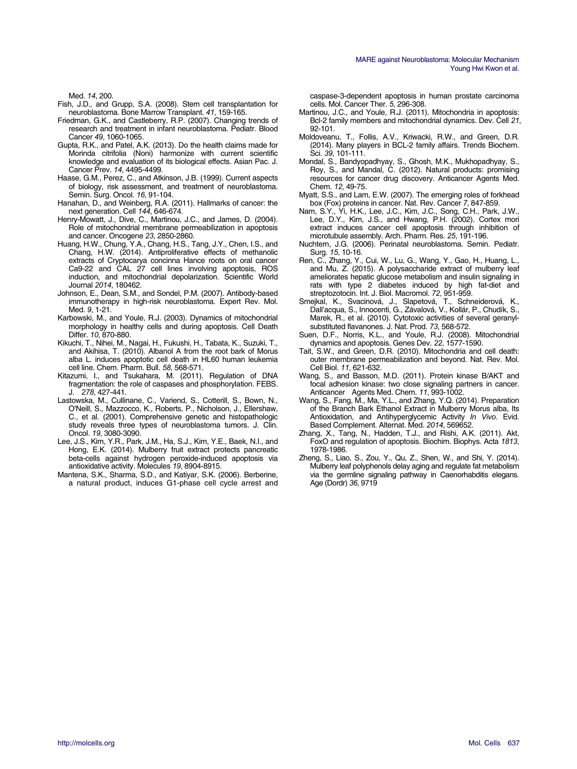Med. *14*, 200.

Fish, J.D., and Grupp, S.A. (2008). Stem cell transplantation for neuroblastoma. Bone Marrow Transplant. *41*, 159-165.

Friedman, G.K., and Castleberry, R.P. (2007). Changing trends of research and treatment in infant neuroblastoma. Pediatr. Blood Cancer *49*, 1060-1065.

Gupta, R.K., and Patel, A.K. (2013). Do the health claims made for Morinda citrifolia (Noni) harmonize with current scientific knowledge and evaluation of its biological effects. Asian Pac. J. Cancer Prev. *14*, 4495-4499.

Haase, G.M., Perez, C., and Atkinson, J.B. (1999). Current aspects of biology, risk assessment, and treatment of neuroblastoma. Semin. Surg. Oncol. *16*, 91-104.

Hanahan, D., and Weinberg, R.A. (2011). Hallmarks of cancer: the next generation. Cell *144*, 646-674.

Henry-Mowatt, J., Dive, C., Martinou, J.C., and James, D. (2004). Role of mitochondrial membrane permeabilization in apoptosis and cancer. Oncogene *23*, 2850-2860.

Huang, H.W., Chung, Y.A., Chang, H.S., Tang, J.Y., Chen, I.S., and Chang, H.W. (2014). Antiproliferative effects of methanolic extracts of Cryptocarya concinna Hance roots on oral cancer Ca9-22 and CAL 27 cell lines involving apoptosis, ROS induction, and mitochondrial depolarization. Scientific World Journal *2014*, 180462.

Johnson, E., Dean, S.M., and Sondel, P.M. (2007). Antibody-based immunotherapy in high-risk neuroblastoma. Expert Rev. Mol. Med. *9*, 1-21.

Karbowski, M., and Youle, R.J. (2003). Dynamics of mitochondrial morphology in healthy cells and during apoptosis. Cell Death Differ. *10*, 870-880.

Kikuchi, T., Nihei, M., Nagai, H., Fukushi, H., Tabata, K., Suzuki, T., and Akihisa, T. (2010). Albanol A from the root bark of Morus alba L. induces apoptotic cell death in HL60 human leukemia cell line. Chem. Pharm. Bull. *58*, 568-571.

Kitazumi, I., and Tsukahara, M. (2011). Regulation of DNA fragmentation: the role of caspases and phosphorylation. FEBS. J. *278*, 427-441.

Lastowska, M., Cullinane, C., Variend, S., Cotterill, S., Bown, N., O'Neill, S., Mazzocco, K., Roberts, P., Nicholson, J., Ellershaw, C., et al. (2001). Comprehensive genetic and histopathologic study reveals three types of neuroblastoma tumors. J. Clin. Oncol. *19*, 3080-3090.

Lee, J.S., Kim, Y.R., Park, J.M., Ha, S.J., Kim, Y.E., Baek, N.I., and Hong, E.K. (2014). Mulberry fruit extract protects pancreatic beta-cells against hydrogen peroxide-induced apoptosis via antioxidative activity. Molecules *19*, 8904-8915.

Mantena, S.K., Sharma, S.D., and Katiyar, S.K. (2006). Berberine, a natural product, induces G1-phase cell cycle arrest and caspase-3-dependent apoptosis in human prostate carcinoma cells. Mol. Cancer Ther. *5*, 296-308.

Martinou, J.C., and Youle, R.J. (2011). Mitochondria in apoptosis: Bcl-2 family members and mitochondrial dynamics. Dev. Cell *21*, 92-101.

Moldoveanu, T., Follis, A.V., Kriwacki, R.W., and Green, D.R. (2014). Many players in BCL-2 family affairs. Trends Biochem. Sci. *39*, 101-111.

Mondal, S., Bandyopadhyay, S., Ghosh, M.K., Mukhopadhyay, S., Roy, S., and Mandal, C. (2012). Natural products: promising resources for cancer drug discovery. Anticancer Agents Med. Chem. *12*, 49-75.

Myatt, S.S., and Lam, E.W. (2007). The emerging roles of forkhead box (Fox) proteins in cancer. Nat. Rev. Cancer *7*, 847-859.

Nam, S.Y., Yi, H.K., Lee, J.C., Kim, J.C., Song, C.H., Park, J.W., Lee, D.Y., Kim, J.S., and Hwang, P.H. (2002). Cortex mori extract induces cancer cell apoptosis through inhibition of microtubule assembly. Arch. Pharm. Res. *25*, 191-196.

Nuchtern, J.G. (2006). Perinatal neuroblastoma. Semin. Pediatr. Surg. *15*, 10-16.

Ren, C., Zhang, Y., Cui, W., Lu, G., Wang, Y., Gao, H., Huang, L., and Mu, Z. (2015). A polysaccharide extract of mulberry leaf ameliorates hepatic glucose metabolism and insulin signaling in rats with type 2 diabetes induced by high fat-diet and streptozotocin. Int. J. Biol. Macromol. *72*, 951-959.

Smejkal, K., Svacinová, J., Slapetová, T., Schneiderová, K., Dall'acqua, S., Innocenti, G., Závalová, V., Kollár, P., Chudík, S., Marek, R., et al. (2010). Cytotoxic activities of several geranyl-substituted flavanones. J. Nat. Prod. *73*, 568-572.

Suen, D.F., Norris, K.L., and Youle, R.J. (2008). Mitochondrial dynamics and apoptosis. Genes Dev. *22*, 1577-1590.

Tait, S.W., and Green, D.R. (2010). Mitochondria and cell death: outer membrane permeabilization and beyond. Nat. Rev. Mol. Cell Biol. *11*, 621-632.

Wang, S., and Basson, M.D. (2011). Protein kinase B/AKT and focal adhesion kinase: two close signaling partners in cancer. Anticancer Agents Med. Chem. *11*, 993-1002.

Wang, S., Fang, M., Ma, Y.L., and Zhang, Y.Q. (2014). Preparation of the Branch Bark Ethanol Extract in Mulberry Morus alba, Its Antioxidation, and Antihyperglycemic Activity *In Vivo*. Evid. Based Complement. Alternat. Med. *2014*, 569652.

Zhang, X., Tang, N., Hadden, T.J., and Rishi, A.K. (2011). Akt, FoxO and regulation of apoptosis. Biochim. Biophys. Acta *1813*, 1978-1986.

Zheng, S., Liao, S., Zou, Y., Qu, Z., Shen, W., and Shi, Y. (2014). Mulberry leaf polyphenols delay aging and regulate fat metabolism via the germline signaling pathway in Caenorhabditis elegans. Age (Dordr) *36*, 9719